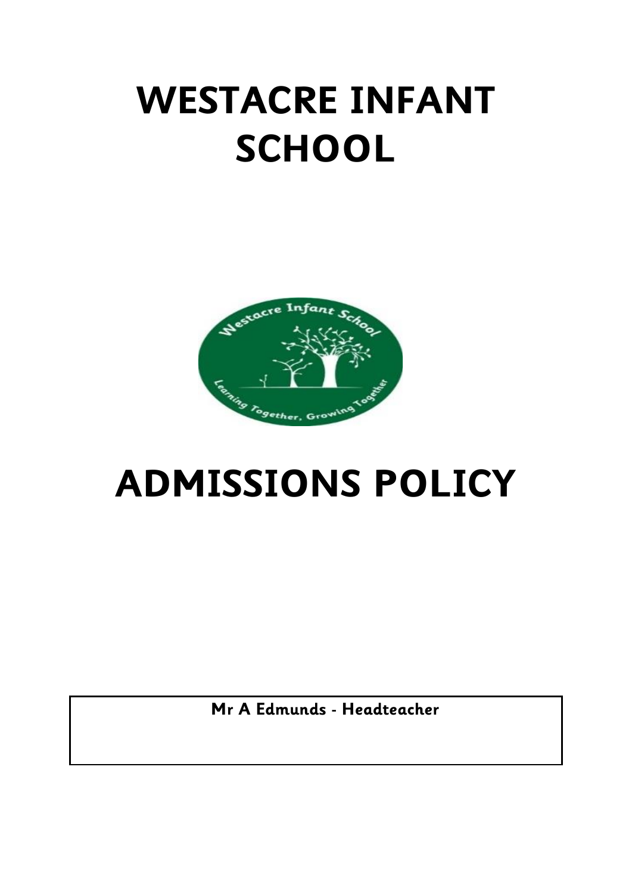# WESTACRE INFANT SCHOOL

# ADMISSIONS POLICY

**Mr A Edmunds - Headteacher**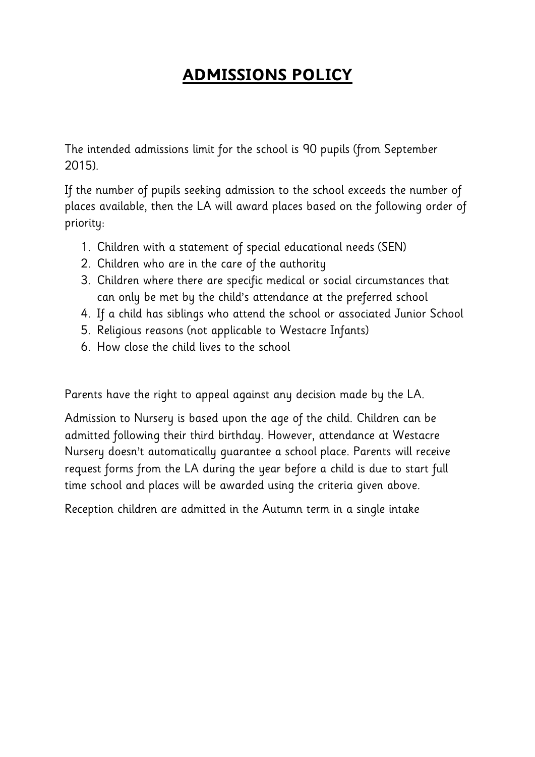# **ADMISSIONS POLICY**

The intended admissions limit for the school is 90 pupils (from September 2015).

If the number of pupils seeking admission to the school exceeds the number of places available, then the LA will award places based on the following order of priority:

1. Children with a statement of special educational needs (SEN)
2. Children who are in the care of the authority
3. Children where there are specific medical or social circumstances that can only be met by the child's attendance at the preferred school
4. If a child has siblings who attend the school or associated Junior School
5. Religious reasons (not applicable to Westacre Infants)
6. How close the child lives to the school

Parents have the right to appeal against any decision made by the LA.

Admission to Nursery is based upon the age of the child. Children can be admitted following their third birthday. However, attendance at Westacre Nursery doesn't automatically guarantee a school place. Parents will receive request forms from the LA during the year before a child is due to start full time school and places will be awarded using the criteria given above.

Reception children are admitted in the Autumn term in a single intake